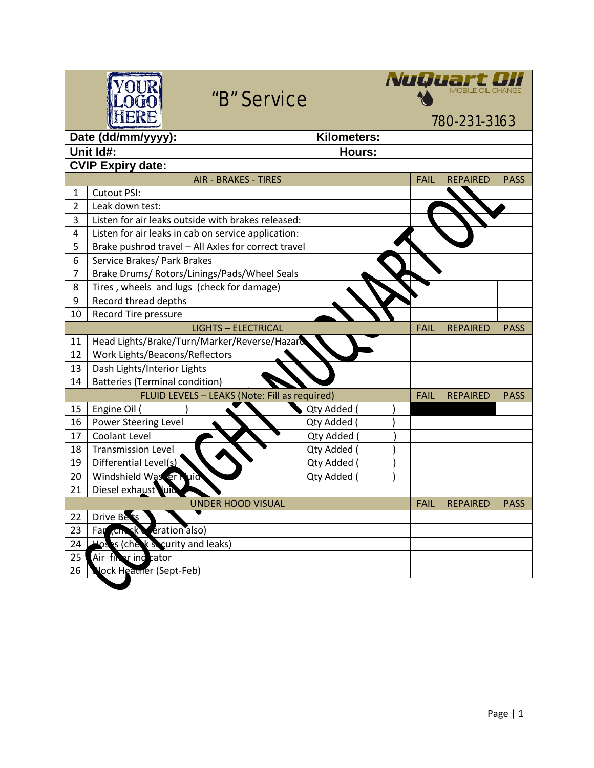YOUR LOGO HERE

# "B" Service

NuQuart Oil MOBILE OIL CHANGE

780-231-3163

**Date (dd/mm/yyyy):** **Kilometers:**

**Unit Id#:** **Hours:**

**CVIP Expiry date:**

| | AIR - BRAKES - TIRES | FAIL | REPAIRED | PASS |
|---|---|---|---|---|
| 1 | Cutout PSI: | | | |
| 2 | Leak down test: | | | |
| 3 | Listen for air leaks outside with brakes released: | | | |
| 4 | Listen for air leaks in cab on service application: | | | |
| 5 | Brake pushrod travel – All Axles for correct travel | | | |
| 6 | Service Brakes/ Park Brakes | | | |
| 7 | Brake Drums/ Rotors/Linings/Pads/Wheel Seals | | | |
| 8 | Tires , wheels and lugs (check for damage) | | | |
| 9 | Record thread depths | | | |
| 10 | Record Tire pressure | | | |
| | **LIGHTS – ELECTRICAL** | **FAIL** | **REPAIRED** | **PASS** |
| 11 | Head Lights/Brake/Turn/Marker/Reverse/Hazard | | | |
| 12 | Work Lights/Beacons/Reflectors | | | |
| 13 | Dash Lights/Interior Lights | | | |
| 14 | Batteries (Terminal condition) | | | |
| | **FLUID LEVELS – LEAKS (Note: Fill as required)** | **FAIL** | **REPAIRED** | **PASS** |
| 15 | Engine Oil ( ) Qty Added ( ) | | | |
| 16 | Power Steering Level Qty Added ( ) | | | |
| 17 | Coolant Level Qty Added ( ) | | | |
| 18 | Transmission Level Qty Added ( ) | | | |
| 19 | Differential Level(s) Qty Added ( ) | | | |
| 20 | Windshield Washer Fluid Qty Added ( ) | | | |
| 21 | Diesel exhaust fluid | | | |
| | **UNDER HOOD VISUAL** | **FAIL** | **REPAIRED** | **PASS** |
| 22 | Drive Belts | | | |
| 23 | Fan (check operation also) | | | |
| 24 | Hoses (check security and leaks) | | | |
| 25 | Air filter indicator | | | |
| 26 | Block Heather (Sept-Feb) | | | |

COPYRIGHT NUQUART OIL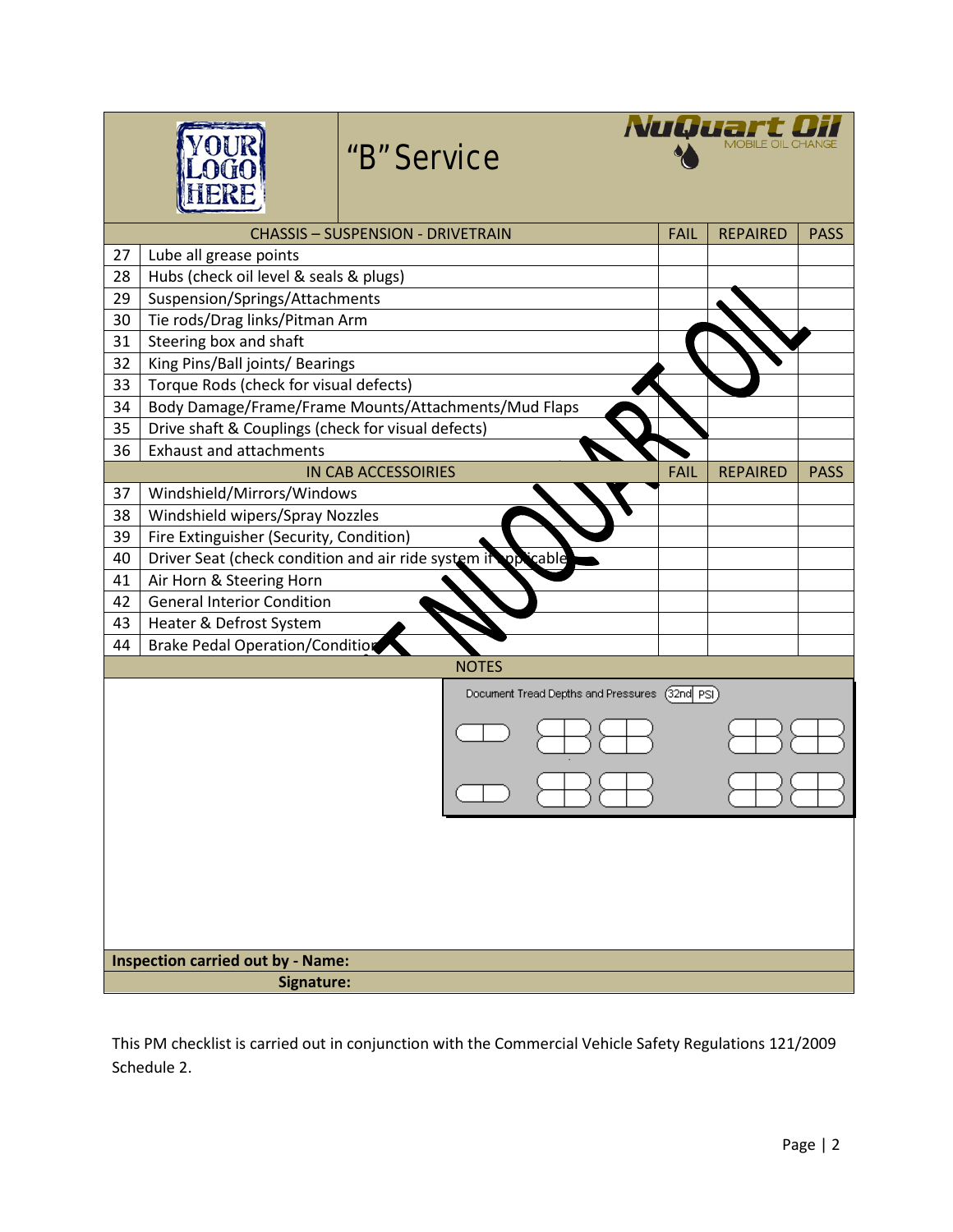YOUR LOGO HERE

# "B" Service

NuQuart Oil MOBILE OIL CHANGE

| | CHASSIS – SUSPENSION - DRIVETRAIN | FAIL | REPAIRED | PASS |
|---|---|---|---|---|
| 27 | Lube all grease points | | | |
| 28 | Hubs (check oil level & seals & plugs) | | | |
| 29 | Suspension/Springs/Attachments | | | |
| 30 | Tie rods/Drag links/Pitman Arm | | | |
| 31 | Steering box and shaft | | | |
| 32 | King Pins/Ball joints/ Bearings | | | |
| 33 | Torque Rods (check for visual defects) | | | |
| 34 | Body Damage/Frame/Frame Mounts/Attachments/Mud Flaps | | | |
| 35 | Drive shaft & Couplings (check for visual defects) | | | |
| 36 | Exhaust and attachments | | | |
| | **IN CAB ACCESSOIRIES** | **FAIL** | **REPAIRED** | **PASS** |
| 37 | Windshield/Mirrors/Windows | | | |
| 38 | Windshield wipers/Spray Nozzles | | | |
| 39 | Fire Extinguisher (Security, Condition) | | | |
| 40 | Driver Seat (check condition and air ride system if applicable | | | |
| 41 | Air Horn & Steering Horn | | | |
| 42 | General Interior Condition | | | |
| 43 | Heater & Defrost System | | | |
| 44 | Brake Pedal Operation/Condition | | | |

NOTES

Document Tread Depths and Pressures (32nd | PSI)

**Inspection carried out by - Name:**

**Signature:**

This PM checklist is carried out in conjunction with the Commercial Vehicle Safety Regulations 121/2009 Schedule 2.